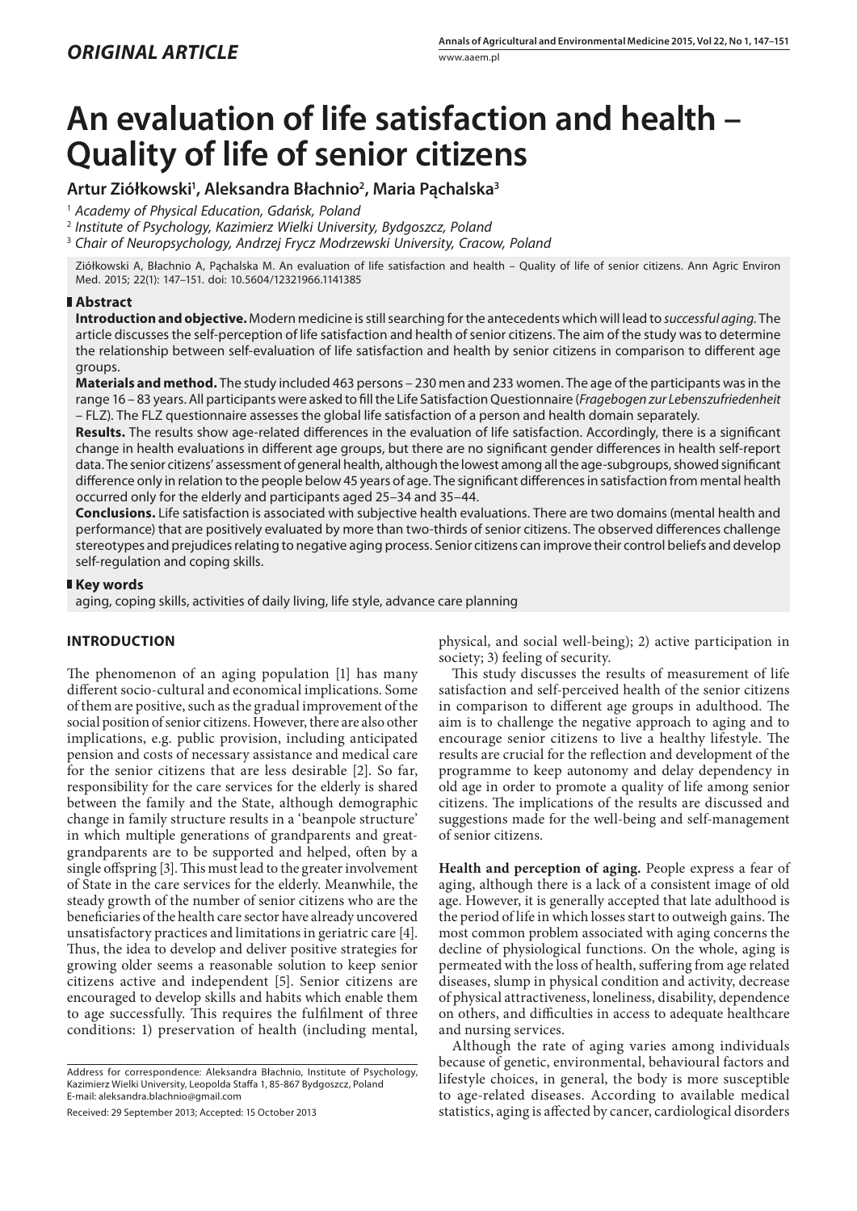*ORIGINAL ARTICLE*

# An evaluation of life satisfaction and health – Quality of life of senior citizens

**Artur Ziółkowski[1], Aleksandra Błachnio[2], Maria Pąchalska[3]**

[1] *Academy of Physical Education, Gdańsk, Poland*
[2] *Institute of Psychology, Kazimierz Wielki University, Bydgoszcz, Poland*
[3] *Chair of Neuropsychology, Andrzej Frycz Modrzewski University, Cracow, Poland*

Ziółkowski A, Błachnio A, Pąchalska M. An evaluation of life satisfaction and health – Quality of life of senior citizens. Ann Agric Environ Med. 2015; 22(1): 147–151. doi: 10.5604/12321966.1141385

## Abstract

**Introduction and objective.** Modern medicine is still searching for the antecedents which will lead to *successful aging.* The article discusses the self-perception of life satisfaction and health of senior citizens. The aim of the study was to determine the relationship between self-evaluation of life satisfaction and health by senior citizens in comparison to different age groups.

**Materials and method.** The study included 463 persons – 230 men and 233 women. The age of the participants was in the range 16 – 83 years. All participants were asked to fill the Life Satisfaction Questionnaire (*Fragebogen zur Lebenszufriedenheit* – FLZ). The FLZ questionnaire assesses the global life satisfaction of a person and health domain separately.

**Results.** The results show age-related differences in the evaluation of life satisfaction. Accordingly, there is a significant change in health evaluations in different age groups, but there are no significant gender differences in health self-report data. The senior citizens' assessment of general health, although the lowest among all the age-subgroups, showed significant difference only in relation to the people below 45 years of age. The significant differences in satisfaction from mental health occurred only for the elderly and participants aged 25–34 and 35–44.

**Conclusions.** Life satisfaction is associated with subjective health evaluations. There are two domains (mental health and performance) that are positively evaluated by more than two-thirds of senior citizens. The observed differences challenge stereotypes and prejudices relating to negative aging process. Senior citizens can improve their control beliefs and develop self-regulation and coping skills.

## Key words

aging, coping skills, activities of daily living, life style, advance care planning

## INTRODUCTION

The phenomenon of an aging population [1] has many different socio-cultural and economical implications. Some of them are positive, such as the gradual improvement of the social position of senior citizens. However, there are also other implications, e.g. public provision, including anticipated pension and costs of necessary assistance and medical care for the senior citizens that are less desirable [2]. So far, responsibility for the care services for the elderly is shared between the family and the State, although demographic change in family structure results in a 'beanpole structure' in which multiple generations of grandparents and great-grandparents are to be supported and helped, often by a single offspring [3]. This must lead to the greater involvement of State in the care services for the elderly. Meanwhile, the steady growth of the number of senior citizens who are the beneficiaries of the health care sector have already uncovered unsatisfactory practices and limitations in geriatric care [4]. Thus, the idea to develop and deliver positive strategies for growing older seems a reasonable solution to keep senior citizens active and independent [5]. Senior citizens are encouraged to develop skills and habits which enable them to age successfully. This requires the fulfilment of three conditions: 1) preservation of health (including mental, physical, and social well-being); 2) active participation in society; 3) feeling of security.

This study discusses the results of measurement of life satisfaction and self-perceived health of the senior citizens in comparison to different age groups in adulthood. The aim is to challenge the negative approach to aging and to encourage senior citizens to live a healthy lifestyle. The results are crucial for the reflection and development of the programme to keep autonomy and delay dependency in old age in order to promote a quality of life among senior citizens. The implications of the results are discussed and suggestions made for the well-being and self-management of senior citizens.

**Health and perception of aging.** People express a fear of aging, although there is a lack of a consistent image of old age. However, it is generally accepted that late adulthood is the period of life in which losses start to outweigh gains. The most common problem associated with aging concerns the decline of physiological functions. On the whole, aging is permeated with the loss of health, suffering from age related diseases, slump in physical condition and activity, decrease of physical attractiveness, loneliness, disability, dependence on others, and difficulties in access to adequate healthcare and nursing services.

Although the rate of aging varies among individuals because of genetic, environmental, behavioural factors and lifestyle choices, in general, the body is more susceptible to age-related diseases. According to available medical statistics, aging is affected by cancer, cardiological disorders

Address for correspondence: Aleksandra Błachnio, Institute of Psychology, Kazimierz Wielki University, Leopolda Staffa 1, 85-867 Bydgoszcz, Poland
E-mail: aleksandra.blachnio@gmail.com

Received: 29 September 2013; Accepted: 15 October 2013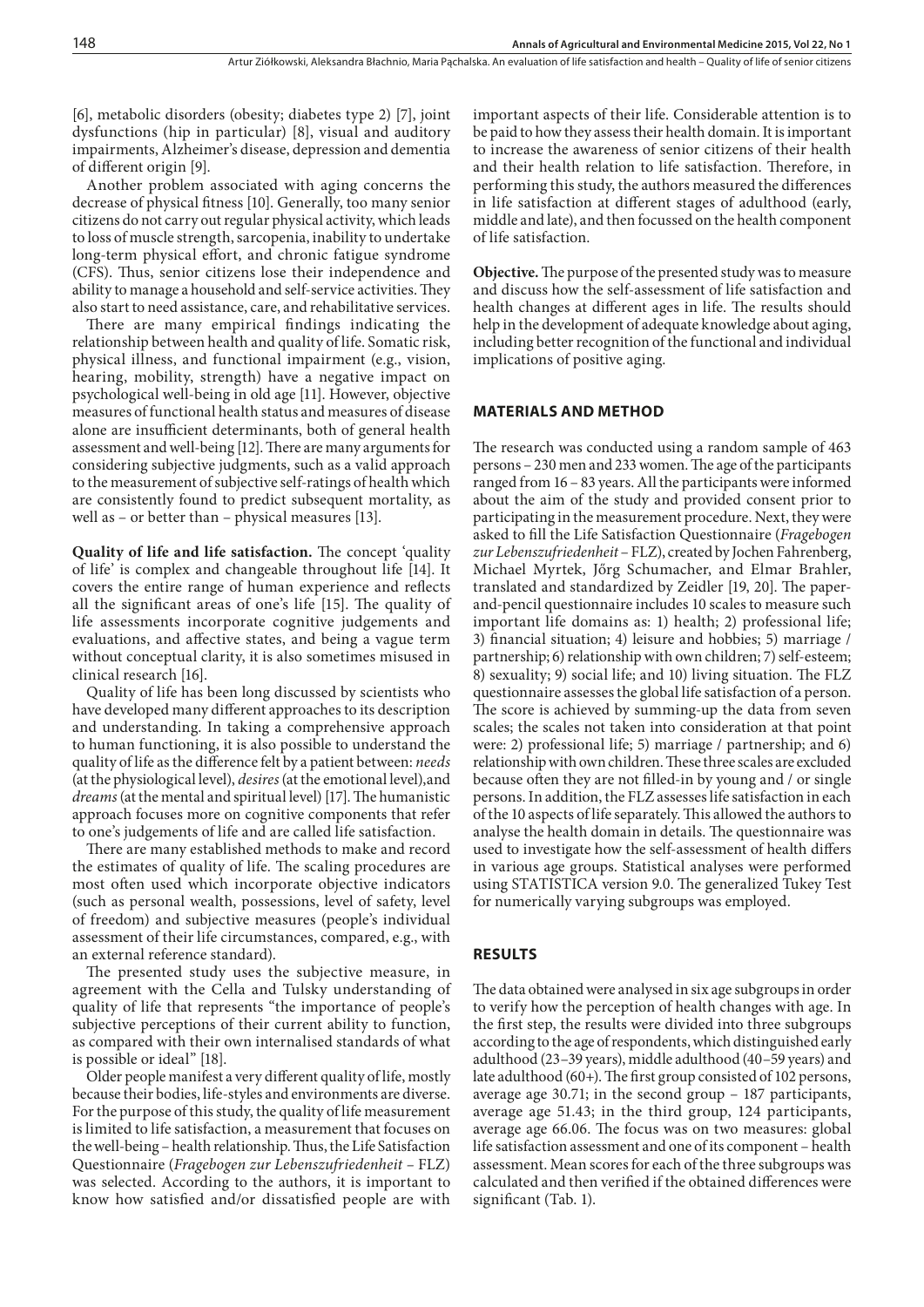[6], metabolic disorders (obesity; diabetes type 2) [7], joint dysfunctions (hip in particular) [8], visual and auditory impairments, Alzheimer's disease, depression and dementia of different origin [9].

Another problem associated with aging concerns the decrease of physical fitness [10]. Generally, too many senior citizens do not carry out regular physical activity, which leads to loss of muscle strength, sarcopenia, inability to undertake long-term physical effort, and chronic fatigue syndrome (CFS). Thus, senior citizens lose their independence and ability to manage a household and self-service activities. They also start to need assistance, care, and rehabilitative services.

There are many empirical findings indicating the relationship between health and quality of life. Somatic risk, physical illness, and functional impairment (e.g., vision, hearing, mobility, strength) have a negative impact on psychological well-being in old age [11]. However, objective measures of functional health status and measures of disease alone are insufficient determinants, both of general health assessment and well-being [12]. There are many arguments for considering subjective judgments, such as a valid approach to the measurement of subjective self-ratings of health which are consistently found to predict subsequent mortality, as well as – or better than – physical measures [13].

**Quality of life and life satisfaction.** The concept 'quality of life' is complex and changeable throughout life [14]. It covers the entire range of human experience and reflects all the significant areas of one's life [15]. The quality of life assessments incorporate cognitive judgements and evaluations, and affective states, and being a vague term without conceptual clarity, it is also sometimes misused in clinical research [16].

Quality of life has been long discussed by scientists who have developed many different approaches to its description and understanding. In taking a comprehensive approach to human functioning, it is also possible to understand the quality of life as the difference felt by a patient between: *needs* (at the physiological level), *desires* (at the emotional level), and *dreams* (at the mental and spiritual level) [17]. The humanistic approach focuses more on cognitive components that refer to one's judgements of life and are called life satisfaction.

There are many established methods to make and record the estimates of quality of life. The scaling procedures are most often used which incorporate objective indicators (such as personal wealth, possessions, level of safety, level of freedom) and subjective measures (people's individual assessment of their life circumstances, compared, e.g., with an external reference standard).

The presented study uses the subjective measure, in agreement with the Cella and Tulsky understanding of quality of life that represents "the importance of people's subjective perceptions of their current ability to function, as compared with their own internalised standards of what is possible or ideal" [18].

Older people manifest a very different quality of life, mostly because their bodies, life-styles and environments are diverse. For the purpose of this study, the quality of life measurement is limited to life satisfaction, a measurement that focuses on the well-being – health relationship. Thus, the Life Satisfaction Questionnaire (*Fragebogen zur Lebenszufriedenheit* – FLZ) was selected. According to the authors, it is important to know how satisfied and/or dissatisfied people are with important aspects of their life. Considerable attention is to be paid to how they assess their health domain. It is important to increase the awareness of senior citizens of their health and their health relation to life satisfaction. Therefore, in performing this study, the authors measured the differences in life satisfaction at different stages of adulthood (early, middle and late), and then focussed on the health component of life satisfaction.

**Objective.** The purpose of the presented study was to measure and discuss how the self-assessment of life satisfaction and health changes at different ages in life. The results should help in the development of adequate knowledge about aging, including better recognition of the functional and individual implications of positive aging.

## MATERIALS AND METHOD

The research was conducted using a random sample of 463 persons – 230 men and 233 women. The age of the participants ranged from 16 – 83 years. All the participants were informed about the aim of the study and provided consent prior to participating in the measurement procedure. Next, they were asked to fill the Life Satisfaction Questionnaire (*Fragebogen zur Lebenszufriedenheit* – FLZ), created by Jochen Fahrenberg, Michael Myrtek, Jőrg Schumacher, and Elmar Brahler, translated and standardized by Zeidler [19, 20]. The paper-and-pencil questionnaire includes 10 scales to measure such important life domains as: 1) health; 2) professional life; 3) financial situation; 4) leisure and hobbies; 5) marriage / partnership; 6) relationship with own children; 7) self-esteem; 8) sexuality; 9) social life; and 10) living situation. The FLZ questionnaire assesses the global life satisfaction of a person. The score is achieved by summing-up the data from seven scales; the scales not taken into consideration at that point were: 2) professional life; 5) marriage / partnership; and 6) relationship with own children. These three scales are excluded because often they are not filled-in by young and / or single persons. In addition, the FLZ assesses life satisfaction in each of the 10 aspects of life separately. This allowed the authors to analyse the health domain in details. The questionnaire was used to investigate how the self-assessment of health differs in various age groups. Statistical analyses were performed using STATISTICA version 9.0. The generalized Tukey Test for numerically varying subgroups was employed.

## RESULTS

The data obtained were analysed in six age subgroups in order to verify how the perception of health changes with age. In the first step, the results were divided into three subgroups according to the age of respondents, which distinguished early adulthood (23–39 years), middle adulthood (40–59 years) and late adulthood (60+). The first group consisted of 102 persons, average age 30.71; in the second group – 187 participants, average age 51.43; in the third group, 124 participants, average age 66.06. The focus was on two measures: global life satisfaction assessment and one of its component – health assessment. Mean scores for each of the three subgroups was calculated and then verified if the obtained differences were significant (Tab. 1).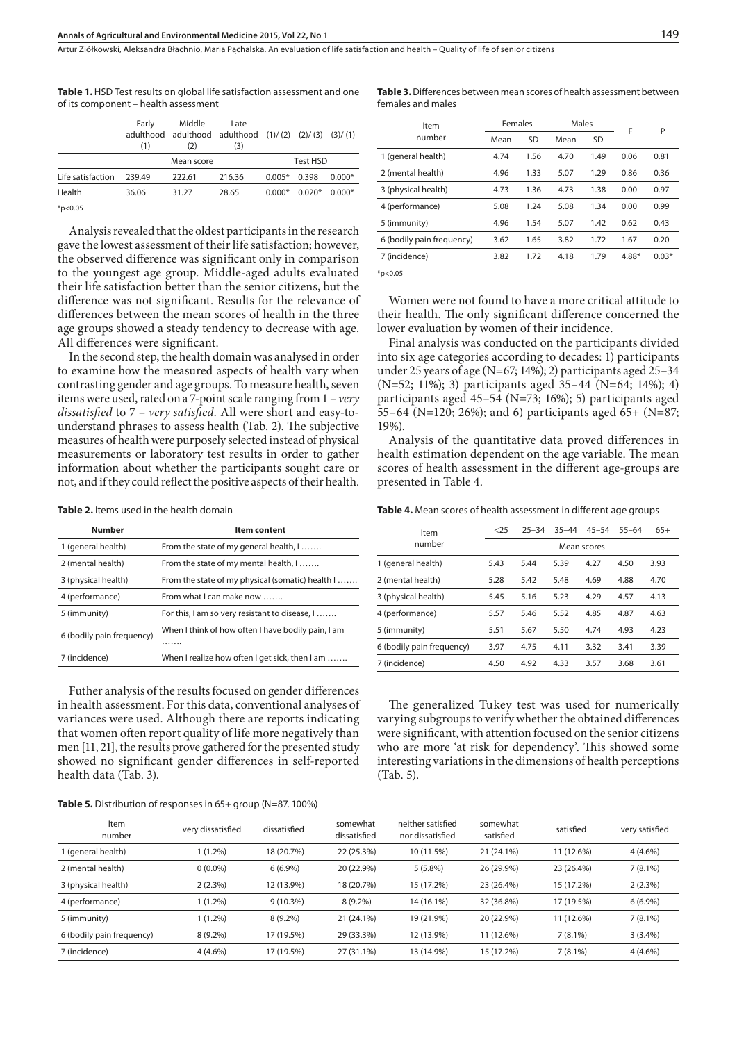**Table 1.** HSD Test results on global life satisfaction assessment and one of its component – health assessment

| | Early adulthood (1) | Middle adulthood (2) | Late adulthood (3) | (1)/ (2) | (2)/ (3) | (3)/ (1) |
|---|---|---|---|---|---|---|
| | Mean score | | | Test HSD | | |
| Life satisfaction | 239.49 | 222.61 | 216.36 | 0.005* | 0.398 | 0.000* |
| Health | 36.06 | 31.27 | 28.65 | 0.000* | 0.020* | 0.000* |

*p<0.05

Analysis revealed that the oldest participants in the research gave the lowest assessment of their life satisfaction; however, the observed difference was significant only in comparison to the youngest age group. Middle-aged adults evaluated their life satisfaction better than the senior citizens, but the difference was not significant. Results for the relevance of differences between the mean scores of health in the three age groups showed a steady tendency to decrease with age. All differences were significant.

In the second step, the health domain was analysed in order to examine how the measured aspects of health vary when contrasting gender and age groups. To measure health, seven items were used, rated on a 7-point scale ranging from 1 – *very dissatisfied* to 7 – *very satisfied*. All were short and easy-to-understand phrases to assess health (Tab. 2). The subjective measures of health were purposely selected instead of physical measurements or laboratory test results in order to gather information about whether the participants sought care or not, and if they could reflect the positive aspects of their health.

**Table 2.** Items used in the health domain

| Number | Item content |
|---|---|
| 1 (general health) | From the state of my general health, I ……. |
| 2 (mental health) | From the state of my mental health, I ……. |
| 3 (physical health) | From the state of my physical (somatic) health I ……. |
| 4 (performance) | From what I can make now ……. |
| 5 (immunity) | For this, I am so very resistant to disease, I ……. |
| 6 (bodily pain frequency) | When I think of how often I have bodily pain, I am ……. |
| 7 (incidence) | When I realize how often I get sick, then I am ……. |

Futher analysis of the results focused on gender differences in health assessment. For this data, conventional analyses of variances were used. Although there are reports indicating that women often report quality of life more negatively than men [11, 21], the results prove gathered for the presented study showed no significant gender differences in self-reported health data (Tab. 3).

**Table 3.** Differences between mean scores of health assessment between females and males

| Item number | Females | | Males | | F | P |
|---|---|---|---|---|---|---|
| | Mean | SD | Mean | SD | | |
| 1 (general health) | 4.74 | 1.56 | 4.70 | 1.49 | 0.06 | 0.81 |
| 2 (mental health) | 4.96 | 1.33 | 5.07 | 1.29 | 0.86 | 0.36 |
| 3 (physical health) | 4.73 | 1.36 | 4.73 | 1.38 | 0.00 | 0.97 |
| 4 (performance) | 5.08 | 1.24 | 5.08 | 1.34 | 0.00 | 0.99 |
| 5 (immunity) | 4.96 | 1.54 | 5.07 | 1.42 | 0.62 | 0.43 |
| 6 (bodily pain frequency) | 3.62 | 1.65 | 3.82 | 1.72 | 1.67 | 0.20 |
| 7 (incidence) | 3.82 | 1.72 | 4.18 | 1.79 | 4.88* | 0.03* |

*p<0.05

Women were not found to have a more critical attitude to their health. The only significant difference concerned the lower evaluation by women of their incidence.

Final analysis was conducted on the participants divided into six age categories according to decades: 1) participants under 25 years of age (N=67; 14%); 2) participants aged 25–34 (N=52; 11%); 3) participants aged 35–44 (N=64; 14%); 4) participants aged 45–54 (N=73; 16%); 5) participants aged 55–64 (N=120; 26%); and 6) participants aged 65+ (N=87; 19%).

Analysis of the quantitative data proved differences in health estimation dependent on the age variable. The mean scores of health assessment in the different age-groups are presented in Table 4.

**Table 4.** Mean scores of health assessment in different age groups

| Item number | <25 | 25–34 | 35–44 | 45–54 | 55–64 | 65+ |
|---|---|---|---|---|---|---|
| | Mean scores | | | | | |
| 1 (general health) | 5.43 | 5.44 | 5.39 | 4.27 | 4.50 | 3.93 |
| 2 (mental health) | 5.28 | 5.42 | 5.48 | 4.69 | 4.88 | 4.70 |
| 3 (physical health) | 5.45 | 5.16 | 5.23 | 4.29 | 4.57 | 4.13 |
| 4 (performance) | 5.57 | 5.46 | 5.52 | 4.85 | 4.87 | 4.63 |
| 5 (immunity) | 5.51 | 5.67 | 5.50 | 4.74 | 4.93 | 4.23 |
| 6 (bodily pain frequency) | 3.97 | 4.75 | 4.11 | 3.32 | 3.41 | 3.39 |
| 7 (incidence) | 4.50 | 4.92 | 4.33 | 3.57 | 3.68 | 3.61 |

The generalized Tukey test was used for numerically varying subgroups to verify whether the obtained differences were significant, with attention focused on the senior citizens who are more 'at risk for dependency'. This showed some interesting variations in the dimensions of health perceptions (Tab. 5).

**Table 5.** Distribution of responses in 65+ group (N=87. 100%)

| Item number | very dissatisfied | dissatisfied | somewhat dissatisfied | neither satisfied nor dissatisfied | somewhat satisfied | satisfied | very satisfied |
|---|---|---|---|---|---|---|---|
| 1 (general health) | 1 (1.2%) | 18 (20.7%) | 22 (25.3%) | 10 (11.5%) | 21 (24.1%) | 11 (12.6%) | 4 (4.6%) |
| 2 (mental health) | 0 (0.0%) | 6 (6.9%) | 20 (22.9%) | 5 (5.8%) | 26 (29.9%) | 23 (26.4%) | 7 (8.1%) |
| 3 (physical health) | 2 (2.3%) | 12 (13.9%) | 18 (20.7%) | 15 (17.2%) | 23 (26.4%) | 15 (17.2%) | 2 (2.3%) |
| 4 (performance) | 1 (1.2%) | 9 (10.3%) | 8 (9.2%) | 14 (16.1%) | 32 (36.8%) | 17 (19.5%) | 6 (6.9%) |
| 5 (immunity) | 1 (1.2%) | 8 (9.2%) | 21 (24.1%) | 19 (21.9%) | 20 (22.9%) | 11 (12.6%) | 7 (8.1%) |
| 6 (bodily pain frequency) | 8 (9.2%) | 17 (19.5%) | 29 (33.3%) | 12 (13.9%) | 11 (12.6%) | 7 (8.1%) | 3 (3.4%) |
| 7 (incidence) | 4 (4.6%) | 17 (19.5%) | 27 (31.1%) | 13 (14.9%) | 15 (17.2%) | 7 (8.1%) | 4 (4.6%) |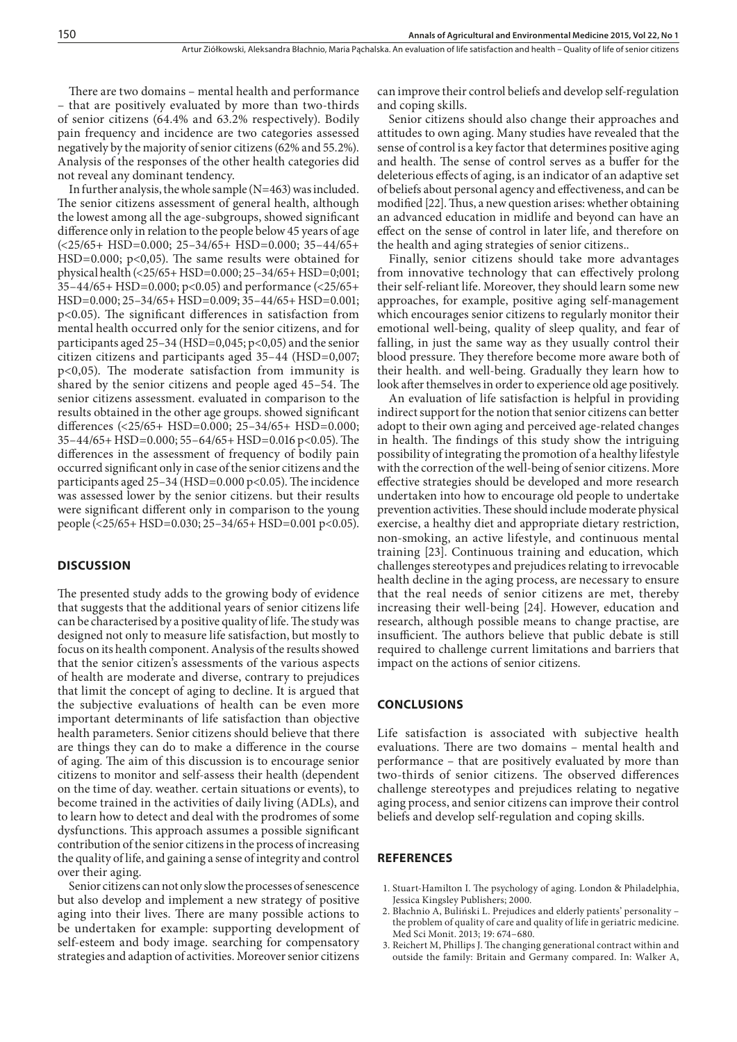There are two domains – mental health and performance – that are positively evaluated by more than two-thirds of senior citizens (64.4% and 63.2% respectively). Bodily pain frequency and incidence are two categories assessed negatively by the majority of senior citizens (62% and 55.2%). Analysis of the responses of the other health categories did not reveal any dominant tendency.

In further analysis, the whole sample (N=463) was included. The senior citizens assessment of general health, although the lowest among all the age-subgroups, showed significant difference only in relation to the people below 45 years of age (<25/65+ HSD=0.000; 25–34/65+ HSD=0.000; 35–44/65+ HSD=0.000; $p<0,05$). The same results were obtained for physical health (<25/65+ HSD=0.000; 25–34/65+ HSD=0;001; 35–44/65+ HSD=0.000; $p<0.05$) and performance (<25/65+ HSD=0.000; 25–34/65+ HSD=0.009; 35–44/65+ HSD=0.001; $p<0.05$). The significant differences in satisfaction from mental health occurred only for the senior citizens, and for participants aged 25–34 (HSD=0,045; $p<0,05$) and the senior citizen citizens and participants aged 35–44 (HSD=0,007; $p<0,05$). The moderate satisfaction from immunity is shared by the senior citizens and people aged 45–54. The senior citizens assessment. evaluated in comparison to the results obtained in the other age groups. showed significant differences (<25/65+ HSD=0.000; 25–34/65+ HSD=0.000; 35–44/65+ HSD=0.000; 55–64/65+ HSD=0.016 $p<0.05$). The differences in the assessment of frequency of bodily pain occurred significant only in case of the senior citizens and the participants aged 25–34 (HSD=0.000 $p<0.05$). The incidence was assessed lower by the senior citizens. but their results were significant different only in comparison to the young people (<25/65+ HSD=0.030; 25–34/65+ HSD=0.001 $p<0.05$).

## DISCUSSION

The presented study adds to the growing body of evidence that suggests that the additional years of senior citizens life can be characterised by a positive quality of life. The study was designed not only to measure life satisfaction, but mostly to focus on its health component. Analysis of the results showed that the senior citizen's assessments of the various aspects of health are moderate and diverse, contrary to prejudices that limit the concept of aging to decline. It is argued that the subjective evaluations of health can be even more important determinants of life satisfaction than objective health parameters. Senior citizens should believe that there are things they can do to make a difference in the course of aging. The aim of this discussion is to encourage senior citizens to monitor and self-assess their health (dependent on the time of day. weather. certain situations or events), to become trained in the activities of daily living (ADLs), and to learn how to detect and deal with the prodromes of some dysfunctions. This approach assumes a possible significant contribution of the senior citizens in the process of increasing the quality of life, and gaining a sense of integrity and control over their aging.

Senior citizens can not only slow the processes of senescence but also develop and implement a new strategy of positive aging into their lives. There are many possible actions to be undertaken for example: supporting development of self-esteem and body image. searching for compensatory strategies and adaption of activities. Moreover senior citizens can improve their control beliefs and develop self-regulation and coping skills.

Senior citizens should also change their approaches and attitudes to own aging. Many studies have revealed that the sense of control is a key factor that determines positive aging and health. The sense of control serves as a buffer for the deleterious effects of aging, is an indicator of an adaptive set of beliefs about personal agency and effectiveness, and can be modified [22]. Thus, a new question arises: whether obtaining an advanced education in midlife and beyond can have an effect on the sense of control in later life, and therefore on the health and aging strategies of senior citizens..

Finally, senior citizens should take more advantages from innovative technology that can effectively prolong their self-reliant life. Moreover, they should learn some new approaches, for example, positive aging self-management which encourages senior citizens to regularly monitor their emotional well-being, quality of sleep quality, and fear of falling, in just the same way as they usually control their blood pressure. They therefore become more aware both of their health. and well-being. Gradually they learn how to look after themselves in order to experience old age positively.

An evaluation of life satisfaction is helpful in providing indirect support for the notion that senior citizens can better adopt to their own aging and perceived age-related changes in health. The findings of this study show the intriguing possibility of integrating the promotion of a healthy lifestyle with the correction of the well-being of senior citizens. More effective strategies should be developed and more research undertaken into how to encourage old people to undertake prevention activities. These should include moderate physical exercise, a healthy diet and appropriate dietary restriction, non-smoking, an active lifestyle, and continuous mental training [23]. Continuous training and education, which challenges stereotypes and prejudices relating to irrevocable health decline in the aging process, are necessary to ensure that the real needs of senior citizens are met, thereby increasing their well-being [24]. However, education and research, although possible means to change practise, are insufficient. The authors believe that public debate is still required to challenge current limitations and barriers that impact on the actions of senior citizens.

## CONCLUSIONS

Life satisfaction is associated with subjective health evaluations. There are two domains – mental health and performance – that are positively evaluated by more than two-thirds of senior citizens. The observed differences challenge stereotypes and prejudices relating to negative aging process, and senior citizens can improve their control beliefs and develop self-regulation and coping skills.

## REFERENCES

1. Stuart-Hamilton I. The psychology of aging. London & Philadelphia, Jessica Kingsley Publishers; 2000.
2. Błachnio A, Buliński L. Prejudices and elderly patients' personality – the problem of quality of care and quality of life in geriatric medicine. Med Sci Monit. 2013; 19: 674–680.
3. Reichert M, Phillips J. The changing generational contract within and outside the family: Britain and Germany compared. In: Walker A,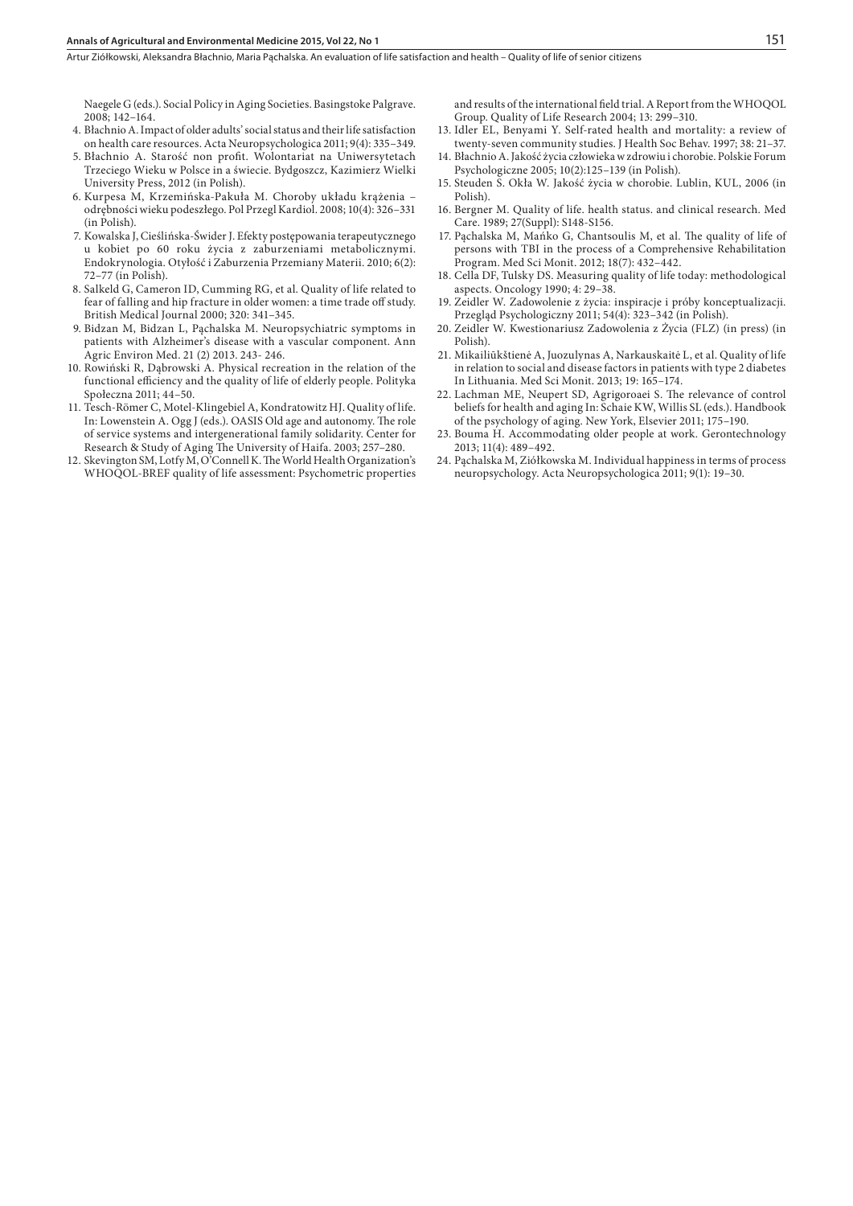Naegele G (eds.). Social Policy in Aging Societies. Basingstoke Palgrave. 2008; 142–164.

4. Błachnio A. Impact of older adults' social status and their life satisfaction on health care resources. Acta Neuropsychologica 2011; 9(4): 335–349.
5. Błachnio A. Starość non profit. Wolontariat na Uniwersytetach Trzeciego Wieku w Polsce in a świecie. Bydgoszcz, Kazimierz Wielki University Press, 2012 (in Polish).
6. Kurpesa M, Krzemińska-Pakuła M. Choroby układu krążenia – odrębności wieku podeszłego. Pol Przegl Kardiol. 2008; 10(4): 326–331 (in Polish).
7. Kowalska J, Cieślińska-Świder J. Efekty postępowania terapeutycznego u kobiet po 60 roku życia z zaburzeniami metabolicznymi. Endokrynologia. Otyłość i Zaburzenia Przemiany Materii. 2010; 6(2): 72–77 (in Polish).
8. Salkeld G, Cameron ID, Cumming RG, et al. Quality of life related to fear of falling and hip fracture in older women: a time trade off study. British Medical Journal 2000; 320: 341–345.
9. Bidzan M, Bidzan L, Pąchalska M. Neuropsychiatric symptoms in patients with Alzheimer's disease with a vascular component. Ann Agric Environ Med. 21 (2) 2013. 243- 246.
10. Rowiński R, Dąbrowski A. Physical recreation in the relation of the functional efficiency and the quality of life of elderly people. Polityka Społeczna 2011; 44–50.
11. Tesch-Römer C, Motel-Klingebiel A, Kondratowitz HJ. Quality of life. In: Lowenstein A. Ogg J (eds.). OASIS Old age and autonomy. The role of service systems and intergenerational family solidarity. Center for Research & Study of Aging The University of Haifa. 2003; 257–280.
12. Skevington SM, Lotfy M, O'Connell K. The World Health Organization's WHOQOL-BREF quality of life assessment: Psychometric properties and results of the international field trial. A Report from the WHOQOL Group. Quality of Life Research 2004; 13: 299–310.
13. Idler EL, Benyami Y. Self-rated health and mortality: a review of twenty-seven community studies. J Health Soc Behav. 1997; 38: 21–37.
14. Błachnio A. Jakość życia człowieka w zdrowiu i chorobie. Polskie Forum Psychologiczne 2005; 10(2):125–139 (in Polish).
15. Steuden S. Okła W. Jakość życia w chorobie. Lublin, KUL, 2006 (in Polish).
16. Bergner M. Quality of life. health status. and clinical research. Med Care. 1989; 27(Suppl): S148-S156.
17. Pąchalska M, Mańko G, Chantsoulis M, et al. The quality of life of persons with TBI in the process of a Comprehensive Rehabilitation Program. Med Sci Monit. 2012; 18(7): 432–442.
18. Cella DF, Tulsky DS. Measuring quality of life today: methodological aspects. Oncology 1990; 4: 29–38.
19. Zeidler W. Zadowolenie z życia: inspiracje i próby konceptualizacji. Przegląd Psychologiczny 2011; 54(4): 323–342 (in Polish).
20. Zeidler W. Kwestionariusz Zadowolenia z Życia (FLZ) (in press) (in Polish).
21. Mikailiūkštienė A, Juozulynas A, Narkauskaitė L, et al. Quality of life in relation to social and disease factors in patients with type 2 diabetes In Lithuania. Med Sci Monit. 2013; 19: 165–174.
22. Lachman ME, Neupert SD, Agrigoroaei S. The relevance of control beliefs for health and aging In: Schaie KW, Willis SL (eds.). Handbook of the psychology of aging. New York, Elsevier 2011; 175–190.
23. Bouma H. Accommodating older people at work. Gerontechnology 2013; 11(4): 489–492.
24. Pąchalska M, Ziółkowska M. Individual happiness in terms of process neuropsychology. Acta Neuropsychologica 2011; 9(1): 19–30.